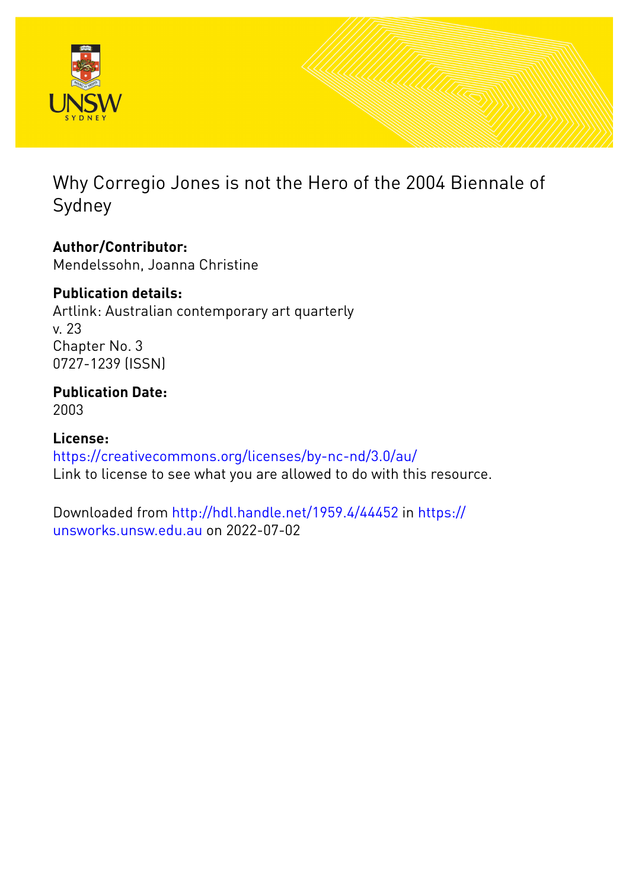# Why Corregio Jones is not the Hero of the 2004 Biennale of Sydney

**Author/Contributor:**
Mendelssohn, Joanna Christine

**Publication details:**
Artlink: Australian contemporary art quarterly
v. 23
Chapter No. 3
0727-1239 (ISSN)

**Publication Date:**
2003

**License:**
https://creativecommons.org/licenses/by-nc-nd/3.0/au/
Link to license to see what you are allowed to do with this resource.

Downloaded from http://hdl.handle.net/1959.4/44452 in https://unsworks.unsw.edu.au on 2022-07-02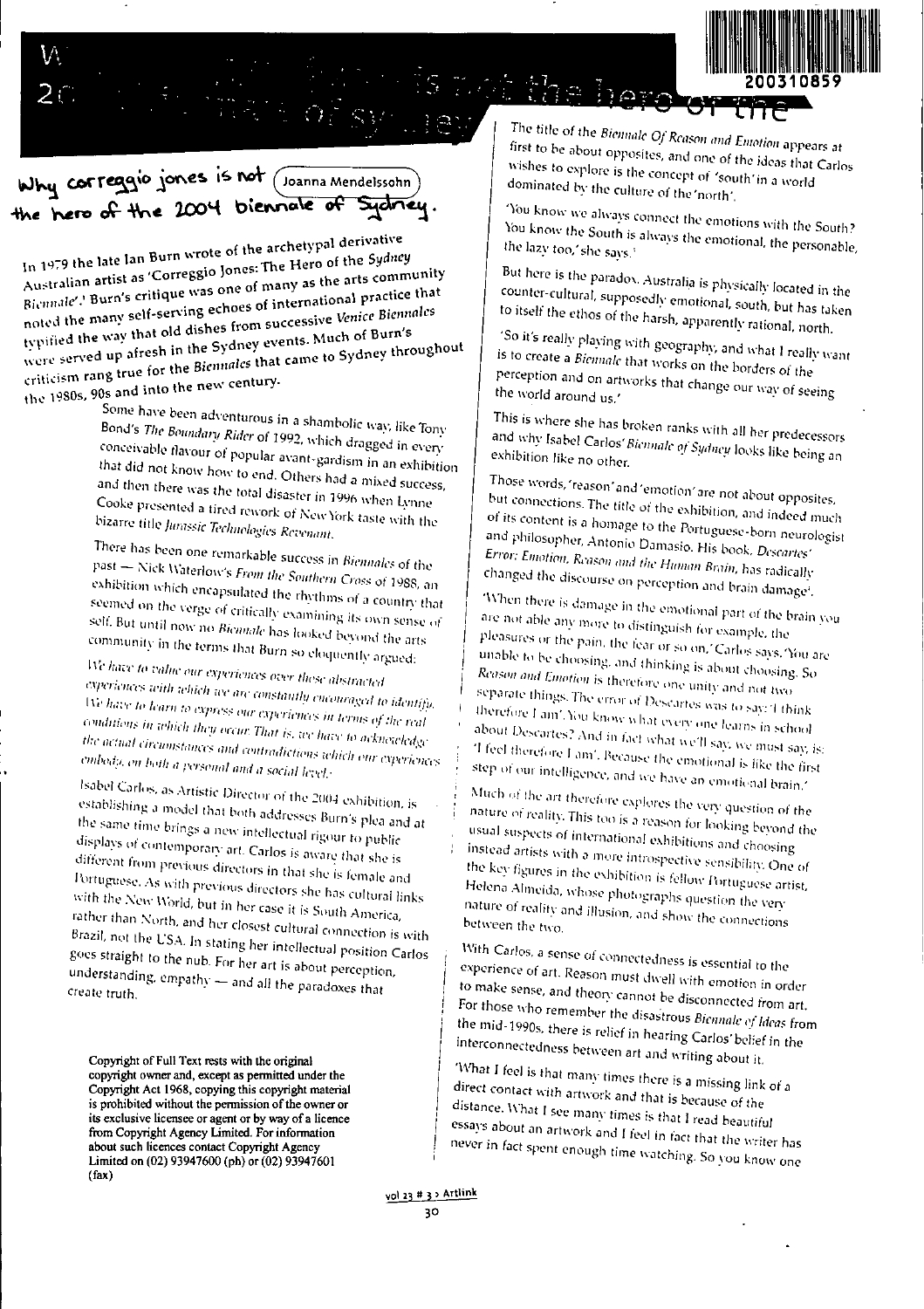# Why correggio jones is not the hero of the 2004 biennale of Sydney.

Joanna Mendelssohn

In 1979 the late Ian Burn wrote of the archetypal derivative Australian artist as 'Correggio Jones: The Hero of the *Sydney Biennale*'.[1] Burn's critique was one of many as the arts community noted the many self-serving echoes of international practice that typified the way that old dishes from successive *Venice Biennales* were served up afresh in the Sydney events. Much of Burn's criticism rang true for the *Biennales* that came to Sydney throughout the 1980s, 90s and into the new century.

Some have been adventurous in a shambolic way, like Tony Bond's *The Boundary Rider* of 1992, which dragged in every conceivable flavour of popular avant-gardism in an exhibition that did not know how to end. Others had a mixed success, and then there was the total disaster in 1996 when Lynne Cooke presented a tired rework of New York taste with the bizarre title *Jurassic Technologies Revenant*.

There has been one remarkable success in *Biennales* of the past — Nick Waterlow's *From the Southern Cross* of 1988, an exhibition which encapsulated the rhythms of a country that seemed on the verge of critically examining its own sense of self. But until now no *Biennale* has looked beyond the arts community in the terms that Burn so eloquently argued:

*We have to value our experiences over those abstracted experiences with which we are constantly encouraged to identify. We have to learn to express our experiences in terms of the real conditions in which they occur. That is, we have to acknowledge the actual circumstances and contradictions which our experiences embody, on both a personal and a social level.*[2]

Isabel Carlos, as Artistic Director of the 2004 exhibition, is establishing a model that both addresses Burn's plea and at the same time brings a new intellectual rigour to public displays of contemporary art. Carlos is aware that she is different from previous directors in that she is female and Portuguese. As with previous directors she has cultural links with the New World, but in her case it is South America, rather than North, and her closest cultural connection is with Brazil, not the USA. In stating her intellectual position Carlos goes straight to the nub. For her art is about perception, understanding, empathy — and all the paradoxes that create truth.

The title of the *Biennale Of Reason and Emotion* appears at first to be about opposites, and one of the ideas that Carlos wishes to explore is the concept of 'south' in a world dominated by the culture of the 'north'.

'You know we always connect the emotions with the South? You know the South is always the emotional, the personable, the lazy too,' she says.[3]

But here is the paradox. Australia is physically located in the counter-cultural, supposedly emotional, south, but has taken to itself the ethos of the harsh, apparently rational, north.

'So it's really playing with geography, and what I really want is to create a *Biennale* that works on the borders of the perception and on artworks that change our way of seeing the world around us.'

This is where she has broken ranks with all her predecessors and why Isabel Carlos' *Biennale of Sydney* looks like being an exhibition like no other.

Those words, 'reason' and 'emotion' are not about opposites, but connections. The title of the exhibition, and indeed much of its content is a homage to the Portuguese-born neurologist and philosopher, Antonio Damasio. His book, *Descartes' Error: Emotion, Reason and the Human Brain*, has radically changed the discourse on perception and brain damage[4].

'When there is damage in the emotional part of the brain you are not able any more to distinguish for example, the pleasures or the pain, the fear or so on,' Carlos says. 'You are unable to be choosing, and thinking is about choosing. So *Reason and Emotion* is therefore one unity and not two separate things. The error of Descartes was to say: 'I think therefore I am'. You know what every one learns in school about Descartes? And in fact what we'll say, we must say, is: 'I feel therefore I am'. Because the emotional is like the first step of our intelligence, and we have an emotional brain.'

Much of the art therefore explores the very question of the nature of reality. This too is a reason for looking beyond the usual suspects of international exhibitions and choosing instead artists with a more introspective sensibility. One of the key figures in the exhibition is fellow Portuguese artist, Helena Almeida, whose photographs question the very nature of reality and illusion, and show the connections between the two.

With Carlos, a sense of connectedness is essential to the experience of art. Reason must dwell with emotion in order to make sense, and theory cannot be disconnected from art. For those who remember the disastrous *Biennale of Ideas* from the mid-1990s, there is relief in hearing Carlos' belief in the interconnectedness between art and writing about it.

'What I feel is that many times there is a missing link of a direct contact with artwork and that is because of the distance. What I see many times is that I read beautiful essays about an artwork and I feel in fact that the writer has never in fact spent enough time watching. So you know one

Copyright of Full Text rests with the original copyright owner and, except as permitted under the Copyright Act 1968, copying this copyright material is prohibited without the permission of the owner or its exclusive licensee or agent or by way of a licence from Copyright Agency Limited. For information about such licences contact Copyright Agency Limited on (02) 93947600 (ph) or (02) 93947601 (fax)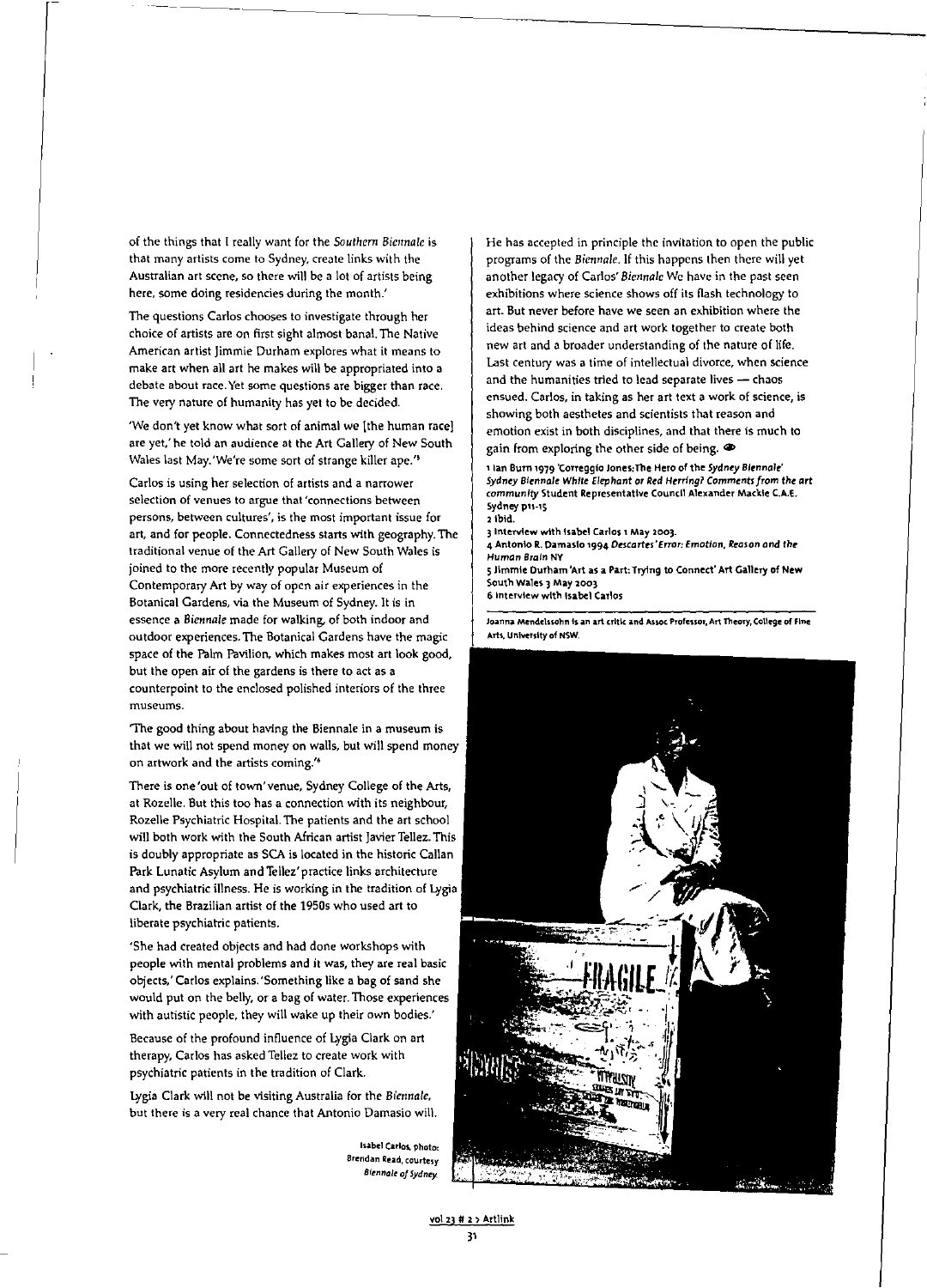of the things that I really want for the *Southern Biennale* is that many artists come to Sydney, create links with the Australian art scene, so there will be a lot of artists being here, some doing residencies during the month.'

The questions Carlos chooses to investigate through her choice of artists are on first sight almost banal. The Native American artist Jimmie Durham explores what it means to make art when all art he makes will be appropriated into a debate about race. Yet some questions are bigger than race. The very nature of humanity has yet to be decided.

'We don't yet know what sort of animal we [the human race] are yet,' he told an audience at the Art Gallery of New South Wales last May. 'We're some sort of strange killer ape.'[5]

Carlos is using her selection of artists and a narrower selection of venues to argue that 'connections between persons, between cultures', is the most important issue for art, and for people. Connectedness starts with geography. The traditional venue of the Art Gallery of New South Wales is joined to the more recently popular Museum of Contemporary Art by way of open air experiences in the Botanical Gardens, via the Museum of Sydney. It is in essence a *Biennale* made for walking, of both indoor and outdoor experiences. The Botanical Gardens have the magic space of the Palm Pavilion, which makes most art look good, but the open air of the gardens is there to act as a counterpoint to the enclosed polished interiors of the three museums.

'The good thing about having the Biennale in a museum is that we will not spend money on walls, but will spend money on artwork and the artists coming.'[6]

There is one 'out of town' venue, Sydney College of the Arts, at Rozelle. But this too has a connection with its neighbour, Rozelle Psychiatric Hospital. The patients and the art school will both work with the South African artist Javier Tellez. This is doubly appropriate as SCA is located in the historic Callan Park Lunatic Asylum and Tellez' practice links architecture and psychiatric illness. He is working in the tradition of Lygia Clark, the Brazilian artist of the 1950s who used art to liberate psychiatric patients.

'She had created objects and had done workshops with people with mental problems and it was, they are real basic objects,' Carlos explains. 'Something like a bag of sand she would put on the belly, or a bag of water. Those experiences with autistic people, they will wake up their own bodies.'

Because of the profound influence of Lygia Clark on art therapy, Carlos has asked Tellez to create work with psychiatric patients in the tradition of Clark.

Lygia Clark will not be visiting Australia for the *Biennale*, but there is a very real chance that Antonio Damasio will.

He has accepted in principle the invitation to open the public programs of the *Biennale*. If this happens then there will yet another legacy of Carlos' *Biennale* We have in the past seen exhibitions where science shows off its flash technology to art. But never before have we seen an exhibition where the ideas behind science and art work together to create both new art and a broader understanding of the nature of life. Last century was a time of intellectual divorce, when science and the humanities tried to lead separate lives — chaos ensued. Carlos, in taking as her art text a work of science, is showing both aesthetes and scientists that reason and emotion exist in both disciplines, and that there is much to gain from exploring the other side of being.

1 Ian Burn 1979 'Correggio Jones: The Hero of the *Sydney Biennale*' *Sydney Biennale White Elephant or Red Herring? Comments from the art community* Student Representative Council Alexander Mackie C.A.E. Sydney p11-15
2 Ibid.
3 Interview with Isabel Carlos 1 May 2003.
4 Antonio R. Damasio 1994 *Descartes' Error: Emotion, Reason and the Human Brain* NY
5 Jimmie Durham 'Art as a Part: Trying to Connect' Art Gallery of New South Wales 3 May 2003
6 Interview with Isabel Carlos

Joanna Mendelssohn is an art critic and Assoc Professor, Art Theory, College of Fine Arts, University of NSW.

Isabel Carlos, photo: Brendan Read, courtesy *Biennale of Sydney*.